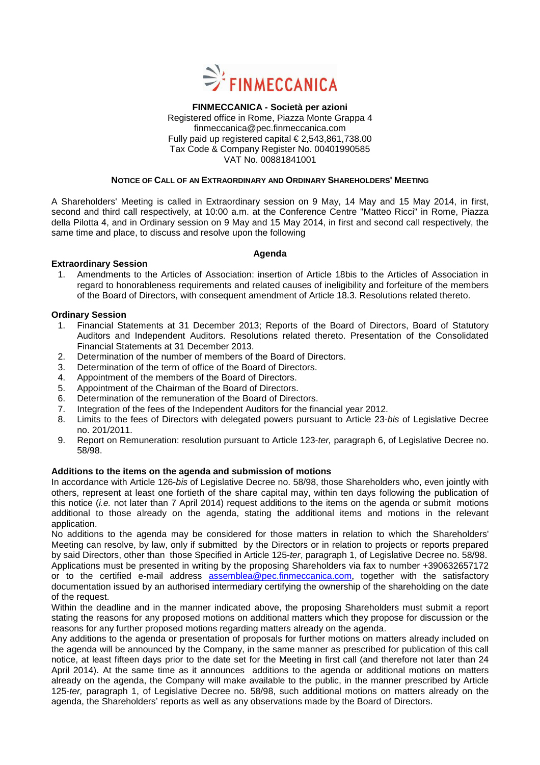FINMECCANICA

**FINMECCANICA - Società per azioni**
Registered office in Rome, Piazza Monte Grappa 4
finmeccanica@pec.finmeccanica.com
Fully paid up registered capital € 2,543,861,738.00
Tax Code & Company Register No. 00401990585
VAT No. 00881841001

## NOTICE OF CALL OF AN EXTRAORDINARY AND ORDINARY SHAREHOLDERS' MEETING

A Shareholders' Meeting is called in Extraordinary session on 9 May, 14 May and 15 May 2014, in first, second and third call respectively, at 10:00 a.m. at the Conference Centre "Matteo Ricci" in Rome, Piazza della Pilotta 4, and in Ordinary session on 9 May and 15 May 2014, in first and second call respectively, the same time and place, to discuss and resolve upon the following

### Agenda

**Extraordinary Session**

1. Amendments to the Articles of Association: insertion of Article 18bis to the Articles of Association in regard to honorableness requirements and related causes of ineligibility and forfeiture of the members of the Board of Directors, with consequent amendment of Article 18.3. Resolutions related thereto.

**Ordinary Session**

1. Financial Statements at 31 December 2013; Reports of the Board of Directors, Board of Statutory Auditors and Independent Auditors. Resolutions related thereto. Presentation of the Consolidated Financial Statements at 31 December 2013.
2. Determination of the number of members of the Board of Directors.
3. Determination of the term of office of the Board of Directors.
4. Appointment of the members of the Board of Directors.
5. Appointment of the Chairman of the Board of Directors.
6. Determination of the remuneration of the Board of Directors.
7. Integration of the fees of the Independent Auditors for the financial year 2012.
8. Limits to the fees of Directors with delegated powers pursuant to Article 23-*bis* of Legislative Decree no. 201/2011.
9. Report on Remuneration: resolution pursuant to Article 123-*ter,* paragraph 6, of Legislative Decree no. 58/98.

**Additions to the items on the agenda and submission of motions**

In accordance with Article 126-*bis* of Legislative Decree no. 58/98, those Shareholders who, even jointly with others, represent at least one fortieth of the share capital may, within ten days following the publication of this notice (*i.e.* not later than 7 April 2014) request additions to the items on the agenda or submit motions additional to those already on the agenda, stating the additional items and motions in the relevant application.

No additions to the agenda may be considered for those matters in relation to which the Shareholders' Meeting can resolve, by law, only if submitted by the Directors or in relation to projects or reports prepared by said Directors, other than those Specified in Article 125-*ter*, paragraph 1, of Legislative Decree no. 58/98.

Applications must be presented in writing by the proposing Shareholders via fax to number +390632657172 or to the certified e-mail address assemblea@pec.finmeccanica.com, together with the satisfactory documentation issued by an authorised intermediary certifying the ownership of the shareholding on the date of the request.

Within the deadline and in the manner indicated above, the proposing Shareholders must submit a report stating the reasons for any proposed motions on additional matters which they propose for discussion or the reasons for any further proposed motions regarding matters already on the agenda.

Any additions to the agenda or presentation of proposals for further motions on matters already included on the agenda will be announced by the Company, in the same manner as prescribed for publication of this call notice, at least fifteen days prior to the date set for the Meeting in first call (and therefore not later than 24 April 2014). At the same time as it announces additions to the agenda or additional motions on matters already on the agenda, the Company will make available to the public, in the manner prescribed by Article 125-*ter,* paragraph 1, of Legislative Decree no. 58/98, such additional motions on matters already on the agenda, the Shareholders' reports as well as any observations made by the Board of Directors.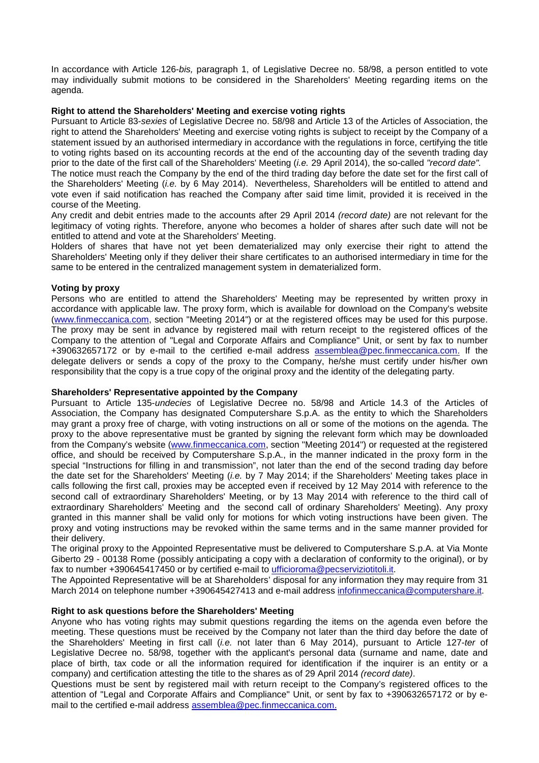In accordance with Article 126-*bis,* paragraph 1, of Legislative Decree no. 58/98, a person entitled to vote may individually submit motions to be considered in the Shareholders' Meeting regarding items on the agenda.

**Right to attend the Shareholders' Meeting and exercise voting rights**

Pursuant to Article 83-*sexies* of Legislative Decree no. 58/98 and Article 13 of the Articles of Association, the right to attend the Shareholders' Meeting and exercise voting rights is subject to receipt by the Company of a statement issued by an authorised intermediary in accordance with the regulations in force, certifying the title to voting rights based on its accounting records at the end of the accounting day of the seventh trading day prior to the date of the first call of the Shareholders' Meeting (*i.e.* 29 April 2014), the so-called *"record date"*.

The notice must reach the Company by the end of the third trading day before the date set for the first call of the Shareholders' Meeting (*i.e.* by 6 May 2014). Nevertheless, Shareholders will be entitled to attend and vote even if said notification has reached the Company after said time limit, provided it is received in the course of the Meeting.

Any credit and debit entries made to the accounts after 29 April 2014 *(record date)* are not relevant for the legitimacy of voting rights. Therefore, anyone who becomes a holder of shares after such date will not be entitled to attend and vote at the Shareholders' Meeting.

Holders of shares that have not yet been dematerialized may only exercise their right to attend the Shareholders' Meeting only if they deliver their share certificates to an authorised intermediary in time for the same to be entered in the centralized management system in dematerialized form.

**Voting by proxy**

Persons who are entitled to attend the Shareholders' Meeting may be represented by written proxy in accordance with applicable law. The proxy form, which is available for download on the Company's website (www.finmeccanica.com, section "Meeting 2014") or at the registered offices may be used for this purpose. The proxy may be sent in advance by registered mail with return receipt to the registered offices of the Company to the attention of "Legal and Corporate Affairs and Compliance" Unit, or sent by fax to number +390632657172 or by e-mail to the certified e-mail address assemblea@pec.finmeccanica.com. If the delegate delivers or sends a copy of the proxy to the Company, he/she must certify under his/her own responsibility that the copy is a true copy of the original proxy and the identity of the delegating party.

**Shareholders' Representative appointed by the Company**

Pursuant to Article 135-*undecies* of Legislative Decree no. 58/98 and Article 14.3 of the Articles of Association, the Company has designated Computershare S.p.A. as the entity to which the Shareholders may grant a proxy free of charge, with voting instructions on all or some of the motions on the agenda. The proxy to the above representative must be granted by signing the relevant form which may be downloaded from the Company's website (www.finmeccanica.com, section "Meeting 2014") or requested at the registered office, and should be received by Computershare S.p.A., in the manner indicated in the proxy form in the special "Instructions for filling in and transmission", not later than the end of the second trading day before the date set for the Shareholders' Meeting (*i.e.* by 7 May 2014; if the Shareholders' Meeting takes place in calls following the first call, proxies may be accepted even if received by 12 May 2014 with reference to the second call of extraordinary Shareholders' Meeting, or by 13 May 2014 with reference to the third call of extraordinary Shareholders' Meeting and the second call of ordinary Shareholders' Meeting). Any proxy granted in this manner shall be valid only for motions for which voting instructions have been given. The proxy and voting instructions may be revoked within the same terms and in the same manner provided for their delivery.

The original proxy to the Appointed Representative must be delivered to Computershare S.p.A. at Via Monte Giberto 29 - 00138 Rome (possibly anticipating a copy with a declaration of conformity to the original), or by fax to number +390645417450 or by certified e-mail to ufficioroma@pecserviziotitoli.it.

The Appointed Representative will be at Shareholders' disposal for any information they may require from 31 March 2014 on telephone number +390645427413 and e-mail address infofinmeccanica@computershare.it.

**Right to ask questions before the Shareholders' Meeting**

Anyone who has voting rights may submit questions regarding the items on the agenda even before the meeting. These questions must be received by the Company not later than the third day before the date of the Shareholders' Meeting in first call (*i.e.* not later than 6 May 2014), pursuant to Article 127-*ter* of Legislative Decree no. 58/98, together with the applicant's personal data (surname and name, date and place of birth, tax code or all the information required for identification if the inquirer is an entity or a company) and certification attesting the title to the shares as of 29 April 2014 *(record date)*.

Questions must be sent by registered mail with return receipt to the Company's registered offices to the attention of "Legal and Corporate Affairs and Compliance" Unit, or sent by fax to +390632657172 or by e-mail to the certified e-mail address assemblea@pec.finmeccanica.com.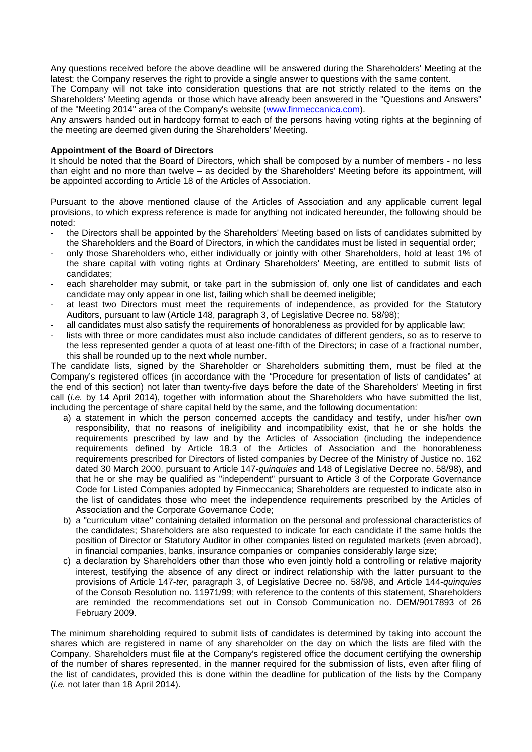Any questions received before the above deadline will be answered during the Shareholders' Meeting at the latest; the Company reserves the right to provide a single answer to questions with the same content.

The Company will not take into consideration questions that are not strictly related to the items on the Shareholders' Meeting agenda or those which have already been answered in the "Questions and Answers" of the "Meeting 2014" area of the Company's website (www.finmeccanica.com).

Any answers handed out in hardcopy format to each of the persons having voting rights at the beginning of the meeting are deemed given during the Shareholders' Meeting.

**Appointment of the Board of Directors**

It should be noted that the Board of Directors, which shall be composed by a number of members - no less than eight and no more than twelve – as decided by the Shareholders' Meeting before its appointment, will be appointed according to Article 18 of the Articles of Association.

Pursuant to the above mentioned clause of the Articles of Association and any applicable current legal provisions, to which express reference is made for anything not indicated hereunder, the following should be noted:

- the Directors shall be appointed by the Shareholders' Meeting based on lists of candidates submitted by the Shareholders and the Board of Directors, in which the candidates must be listed in sequential order;
- only those Shareholders who, either individually or jointly with other Shareholders, hold at least 1% of the share capital with voting rights at Ordinary Shareholders' Meeting, are entitled to submit lists of candidates;
- each shareholder may submit, or take part in the submission of, only one list of candidates and each candidate may only appear in one list, failing which shall be deemed ineligible;
- at least two Directors must meet the requirements of independence, as provided for the Statutory Auditors, pursuant to law (Article 148, paragraph 3, of Legislative Decree no. 58/98);
- all candidates must also satisfy the requirements of honorableness as provided for by applicable law;
- lists with three or more candidates must also include candidates of different genders, so as to reserve to the less represented gender a quota of at least one-fifth of the Directors; in case of a fractional number, this shall be rounded up to the next whole number.

The candidate lists, signed by the Shareholder or Shareholders submitting them, must be filed at the Company's registered offices (in accordance with the "Procedure for presentation of lists of candidates" at the end of this section) not later than twenty-five days before the date of the Shareholders' Meeting in first call (*i.e.* by 14 April 2014), together with information about the Shareholders who have submitted the list, including the percentage of share capital held by the same, and the following documentation:

a) a statement in which the person concerned accepts the candidacy and testify, under his/her own responsibility, that no reasons of ineligibility and incompatibility exist, that he or she holds the requirements prescribed by law and by the Articles of Association (including the independence requirements defined by Article 18.3 of the Articles of Association and the honorableness requirements prescribed for Directors of listed companies by Decree of the Ministry of Justice no. 162 dated 30 March 2000, pursuant to Article 147-*quinquies* and 148 of Legislative Decree no. 58/98), and that he or she may be qualified as "independent" pursuant to Article 3 of the Corporate Governance Code for Listed Companies adopted by Finmeccanica; Shareholders are requested to indicate also in the list of candidates those who meet the independence requirements prescribed by the Articles of Association and the Corporate Governance Code;
b) a "curriculum vitae" containing detailed information on the personal and professional characteristics of the candidates; Shareholders are also requested to indicate for each candidate if the same holds the position of Director or Statutory Auditor in other companies listed on regulated markets (even abroad), in financial companies, banks, insurance companies or companies considerably large size;
c) a declaration by Shareholders other than those who even jointly hold a controlling or relative majority interest, testifying the absence of any direct or indirect relationship with the latter pursuant to the provisions of Article 147-*ter,* paragraph 3, of Legislative Decree no. 58/98, and Article 144-*quinquies* of the Consob Resolution no. 11971/99; with reference to the contents of this statement, Shareholders are reminded the recommendations set out in Consob Communication no. DEM/9017893 of 26 February 2009.

The minimum shareholding required to submit lists of candidates is determined by taking into account the shares which are registered in name of any shareholder on the day on which the lists are filed with the Company. Shareholders must file at the Company's registered office the document certifying the ownership of the number of shares represented, in the manner required for the submission of lists, even after filing of the list of candidates, provided this is done within the deadline for publication of the lists by the Company (*i.e.* not later than 18 April 2014).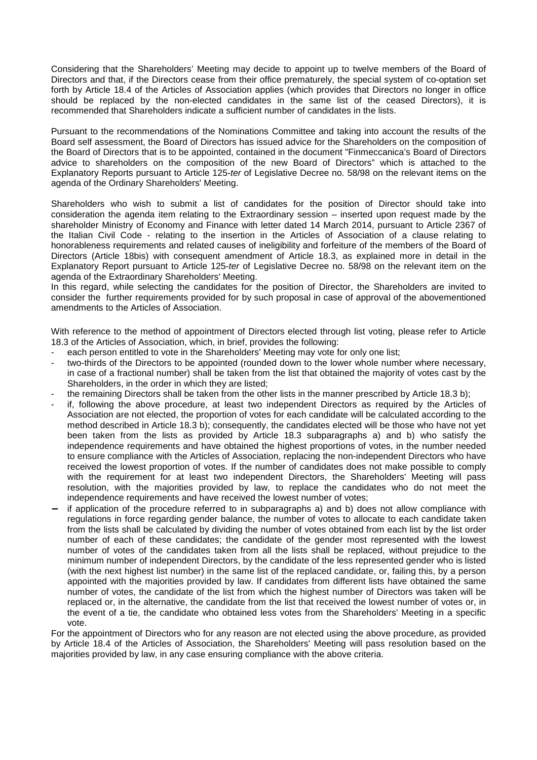Considering that the Shareholders' Meeting may decide to appoint up to twelve members of the Board of Directors and that, if the Directors cease from their office prematurely, the special system of co-optation set forth by Article 18.4 of the Articles of Association applies (which provides that Directors no longer in office should be replaced by the non-elected candidates in the same list of the ceased Directors), it is recommended that Shareholders indicate a sufficient number of candidates in the lists.

Pursuant to the recommendations of the Nominations Committee and taking into account the results of the Board self assessment, the Board of Directors has issued advice for the Shareholders on the composition of the Board of Directors that is to be appointed, contained in the document "Finmeccanica's Board of Directors advice to shareholders on the composition of the new Board of Directors" which is attached to the Explanatory Reports pursuant to Article 125-*ter* of Legislative Decree no. 58/98 on the relevant items on the agenda of the Ordinary Shareholders' Meeting.

Shareholders who wish to submit a list of candidates for the position of Director should take into consideration the agenda item relating to the Extraordinary session – inserted upon request made by the shareholder Ministry of Economy and Finance with letter dated 14 March 2014, pursuant to Article 2367 of the Italian Civil Code - relating to the insertion in the Articles of Association of a clause relating to honorableness requirements and related causes of ineligibility and forfeiture of the members of the Board of Directors (Article 18bis) with consequent amendment of Article 18.3, as explained more in detail in the Explanatory Report pursuant to Article 125-*ter* of Legislative Decree no. 58/98 on the relevant item on the agenda of the Extraordinary Shareholders' Meeting.
In this regard, while selecting the candidates for the position of Director, the Shareholders are invited to consider the further requirements provided for by such proposal in case of approval of the abovementioned amendments to the Articles of Association.

With reference to the method of appointment of Directors elected through list voting, please refer to Article 18.3 of the Articles of Association, which, in brief, provides the following:

- each person entitled to vote in the Shareholders' Meeting may vote for only one list;
- two-thirds of the Directors to be appointed (rounded down to the lower whole number where necessary, in case of a fractional number) shall be taken from the list that obtained the majority of votes cast by the Shareholders, in the order in which they are listed;
- the remaining Directors shall be taken from the other lists in the manner prescribed by Article 18.3 b);
- if, following the above procedure, at least two independent Directors as required by the Articles of Association are not elected, the proportion of votes for each candidate will be calculated according to the method described in Article 18.3 b); consequently, the candidates elected will be those who have not yet been taken from the lists as provided by Article 18.3 subparagraphs a) and b) who satisfy the independence requirements and have obtained the highest proportions of votes, in the number needed to ensure compliance with the Articles of Association, replacing the non-independent Directors who have received the lowest proportion of votes. If the number of candidates does not make possible to comply with the requirement for at least two independent Directors, the Shareholders' Meeting will pass resolution, with the majorities provided by law, to replace the candidates who do not meet the independence requirements and have received the lowest number of votes;
- if application of the procedure referred to in subparagraphs a) and b) does not allow compliance with regulations in force regarding gender balance, the number of votes to allocate to each candidate taken from the lists shall be calculated by dividing the number of votes obtained from each list by the list order number of each of these candidates; the candidate of the gender most represented with the lowest number of votes of the candidates taken from all the lists shall be replaced, without prejudice to the minimum number of independent Directors, by the candidate of the less represented gender who is listed (with the next highest list number) in the same list of the replaced candidate, or, failing this, by a person appointed with the majorities provided by law. If candidates from different lists have obtained the same number of votes, the candidate of the list from which the highest number of Directors was taken will be replaced or, in the alternative, the candidate from the list that received the lowest number of votes or, in the event of a tie, the candidate who obtained less votes from the Shareholders' Meeting in a specific vote.

For the appointment of Directors who for any reason are not elected using the above procedure, as provided by Article 18.4 of the Articles of Association, the Shareholders' Meeting will pass resolution based on the majorities provided by law, in any case ensuring compliance with the above criteria.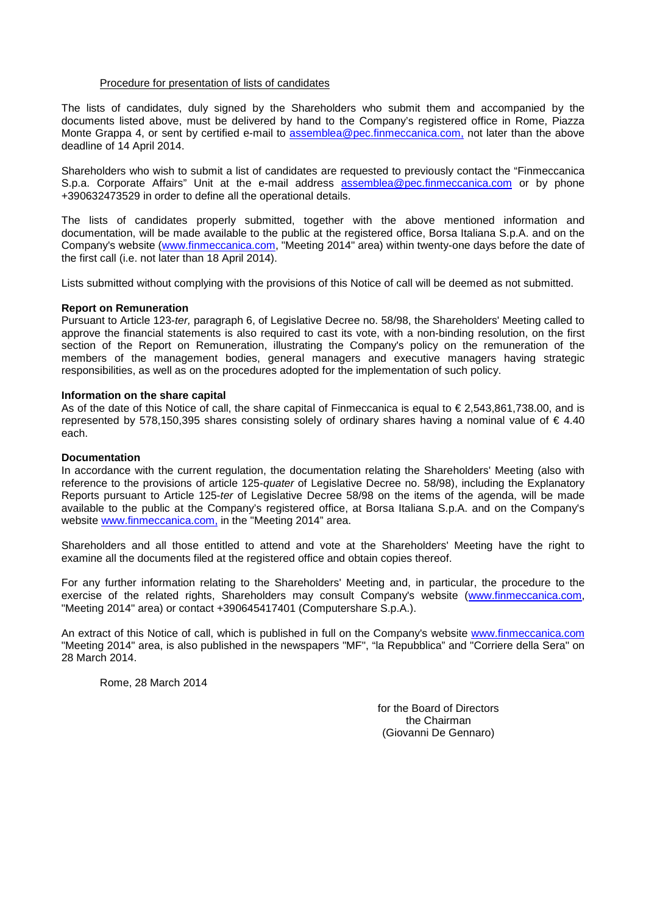Procedure for presentation of lists of candidates

The lists of candidates, duly signed by the Shareholders who submit them and accompanied by the documents listed above, must be delivered by hand to the Company's registered office in Rome, Piazza Monte Grappa 4, or sent by certified e-mail to assemblea@pec.finmeccanica.com, not later than the above deadline of 14 April 2014.

Shareholders who wish to submit a list of candidates are requested to previously contact the "Finmeccanica S.p.a. Corporate Affairs" Unit at the e-mail address assemblea@pec.finmeccanica.com or by phone +390632473529 in order to define all the operational details.

The lists of candidates properly submitted, together with the above mentioned information and documentation, will be made available to the public at the registered office, Borsa Italiana S.p.A. and on the Company's website (www.finmeccanica.com, "Meeting 2014" area) within twenty-one days before the date of the first call (i.e. not later than 18 April 2014).

Lists submitted without complying with the provisions of this Notice of call will be deemed as not submitted.

**Report on Remuneration**

Pursuant to Article 123-*ter,* paragraph 6, of Legislative Decree no. 58/98, the Shareholders' Meeting called to approve the financial statements is also required to cast its vote, with a non-binding resolution, on the first section of the Report on Remuneration, illustrating the Company's policy on the remuneration of the members of the management bodies, general managers and executive managers having strategic responsibilities, as well as on the procedures adopted for the implementation of such policy.

**Information on the share capital**

As of the date of this Notice of call, the share capital of Finmeccanica is equal to € 2,543,861,738.00, and is represented by 578,150,395 shares consisting solely of ordinary shares having a nominal value of € 4.40 each.

**Documentation**

In accordance with the current regulation, the documentation relating the Shareholders' Meeting (also with reference to the provisions of article 125-*quater* of Legislative Decree no. 58/98), including the Explanatory Reports pursuant to Article 125-*ter* of Legislative Decree 58/98 on the items of the agenda, will be made available to the public at the Company's registered office, at Borsa Italiana S.p.A. and on the Company's website www.finmeccanica.com, in the "Meeting 2014" area.

Shareholders and all those entitled to attend and vote at the Shareholders' Meeting have the right to examine all the documents filed at the registered office and obtain copies thereof.

For any further information relating to the Shareholders' Meeting and, in particular, the procedure to the exercise of the related rights, Shareholders may consult Company's website (www.finmeccanica.com, "Meeting 2014" area) or contact +390645417401 (Computershare S.p.A.).

An extract of this Notice of call, which is published in full on the Company's website www.finmeccanica.com "Meeting 2014" area, is also published in the newspapers "MF", "la Repubblica" and "Corriere della Sera" on 28 March 2014.

Rome, 28 March 2014

for the Board of Directors
the Chairman
(Giovanni De Gennaro)